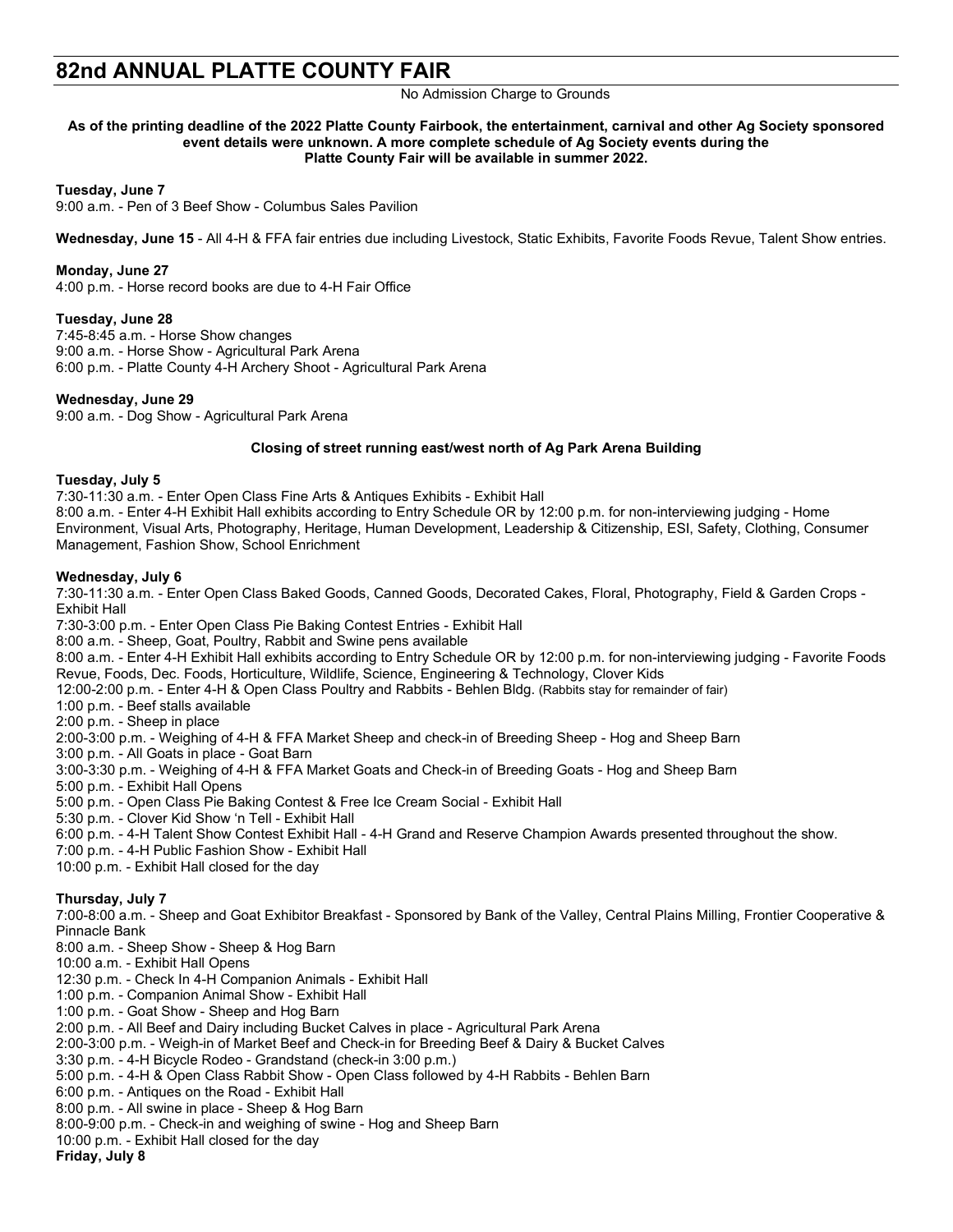# 82nd ANNUAL PLATTE COUNTY FAIR

No Admission Charge to Grounds

**As of the printing deadline of the 2022 Platte County Fairbook, the entertainment, carnival and other Ag Society sponsored event details were unknown. A more complete schedule of Ag Society events during the Platte County Fair will be available in summer 2022.**

**Tuesday, June 7**

9:00 a.m. - Pen of 3 Beef Show - Columbus Sales Pavilion

**Wednesday, June 15** - All 4-H & FFA fair entries due including Livestock, Static Exhibits, Favorite Foods Revue, Talent Show entries.

**Monday, June 27**

4:00 p.m. - Horse record books are due to 4-H Fair Office

**Tuesday, June 28**

7:45-8:45 a.m. - Horse Show changes
9:00 a.m. - Horse Show - Agricultural Park Arena
6:00 p.m. - Platte County 4-H Archery Shoot - Agricultural Park Arena

**Wednesday, June 29**

9:00 a.m. - Dog Show - Agricultural Park Arena

**Closing of street running east/west north of Ag Park Arena Building**

**Tuesday, July 5**

7:30-11:30 a.m. - Enter Open Class Fine Arts & Antiques Exhibits - Exhibit Hall
8:00 a.m. - Enter 4-H Exhibit Hall exhibits according to Entry Schedule OR by 12:00 p.m. for non-interviewing judging - Home Environment, Visual Arts, Photography, Heritage, Human Development, Leadership & Citizenship, ESI, Safety, Clothing, Consumer Management, Fashion Show, School Enrichment

**Wednesday, July 6**

7:30-11:30 a.m. - Enter Open Class Baked Goods, Canned Goods, Decorated Cakes, Floral, Photography, Field & Garden Crops - Exhibit Hall
7:30-3:00 p.m. - Enter Open Class Pie Baking Contest Entries - Exhibit Hall
8:00 a.m. - Sheep, Goat, Poultry, Rabbit and Swine pens available
8:00 a.m. - Enter 4-H Exhibit Hall exhibits according to Entry Schedule OR by 12:00 p.m. for non-interviewing judging - Favorite Foods Revue, Foods, Dec. Foods, Horticulture, Wildlife, Science, Engineering & Technology, Clover Kids
12:00-2:00 p.m. - Enter 4-H & Open Class Poultry and Rabbits - Behlen Bldg. (Rabbits stay for remainder of fair)
1:00 p.m. - Beef stalls available
2:00 p.m. - Sheep in place
2:00-3:00 p.m. - Weighing of 4-H & FFA Market Sheep and check-in of Breeding Sheep - Hog and Sheep Barn
3:00 p.m. - All Goats in place - Goat Barn
3:00-3:30 p.m. - Weighing of 4-H & FFA Market Goats and Check-in of Breeding Goats - Hog and Sheep Barn
5:00 p.m. - Exhibit Hall Opens
5:00 p.m. - Open Class Pie Baking Contest & Free Ice Cream Social - Exhibit Hall
5:30 p.m. - Clover Kid Show 'n Tell - Exhibit Hall
6:00 p.m. - 4-H Talent Show Contest Exhibit Hall - 4-H Grand and Reserve Champion Awards presented throughout the show.
7:00 p.m. - 4-H Public Fashion Show - Exhibit Hall
10:00 p.m. - Exhibit Hall closed for the day

**Thursday, July 7**

7:00-8:00 a.m. - Sheep and Goat Exhibitor Breakfast - Sponsored by Bank of the Valley, Central Plains Milling, Frontier Cooperative & Pinnacle Bank
8:00 a.m. - Sheep Show - Sheep & Hog Barn
10:00 a.m. - Exhibit Hall Opens
12:30 p.m. - Check In 4-H Companion Animals - Exhibit Hall
1:00 p.m. - Companion Animal Show - Exhibit Hall
1:00 p.m. - Goat Show - Sheep and Hog Barn
2:00 p.m. - All Beef and Dairy including Bucket Calves in place - Agricultural Park Arena
2:00-3:00 p.m. - Weigh-in of Market Beef and Check-in for Breeding Beef & Dairy & Bucket Calves
3:30 p.m. - 4-H Bicycle Rodeo - Grandstand (check-in 3:00 p.m.)
5:00 p.m. - 4-H & Open Class Rabbit Show - Open Class followed by 4-H Rabbits - Behlen Barn
6:00 p.m. - Antiques on the Road - Exhibit Hall
8:00 p.m. - All swine in place - Sheep & Hog Barn
8:00-9:00 p.m. - Check-in and weighing of swine - Hog and Sheep Barn
10:00 p.m. - Exhibit Hall closed for the day

**Friday, July 8**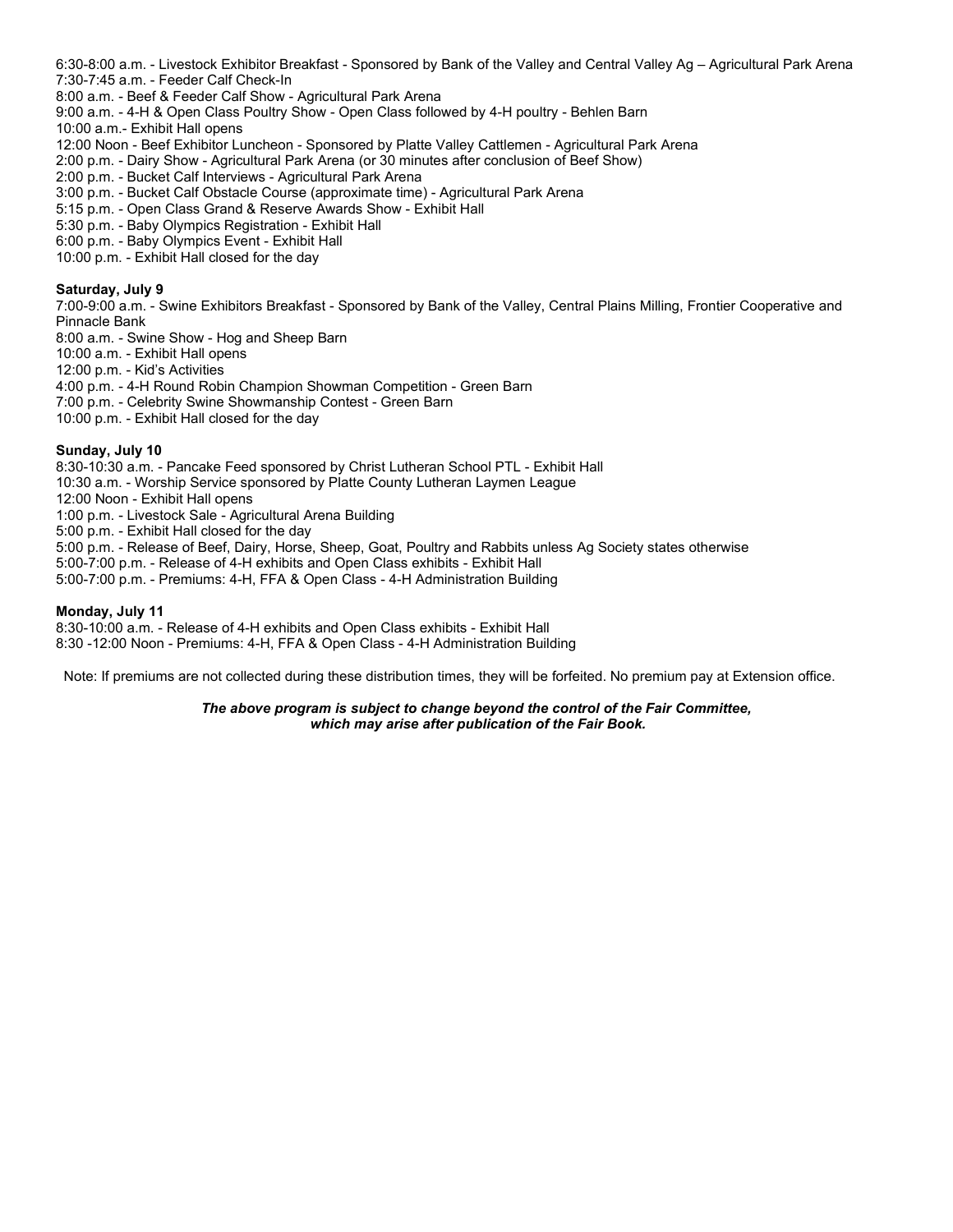6:30-8:00 a.m. - Livestock Exhibitor Breakfast - Sponsored by Bank of the Valley and Central Valley Ag – Agricultural Park Arena
7:30-7:45 a.m. - Feeder Calf Check-In
8:00 a.m. - Beef & Feeder Calf Show - Agricultural Park Arena
9:00 a.m. - 4-H & Open Class Poultry Show - Open Class followed by 4-H poultry - Behlen Barn
10:00 a.m.- Exhibit Hall opens
12:00 Noon - Beef Exhibitor Luncheon - Sponsored by Platte Valley Cattlemen - Agricultural Park Arena
2:00 p.m. - Dairy Show - Agricultural Park Arena (or 30 minutes after conclusion of Beef Show)
2:00 p.m. - Bucket Calf Interviews - Agricultural Park Arena
3:00 p.m. - Bucket Calf Obstacle Course (approximate time) - Agricultural Park Arena
5:15 p.m. - Open Class Grand & Reserve Awards Show - Exhibit Hall
5:30 p.m. - Baby Olympics Registration - Exhibit Hall
6:00 p.m. - Baby Olympics Event - Exhibit Hall
10:00 p.m. - Exhibit Hall closed for the day

**Saturday, July 9**

7:00-9:00 a.m. - Swine Exhibitors Breakfast - Sponsored by Bank of the Valley, Central Plains Milling, Frontier Cooperative and Pinnacle Bank
8:00 a.m. - Swine Show - Hog and Sheep Barn
10:00 a.m. - Exhibit Hall opens
12:00 p.m. - Kid's Activities
4:00 p.m. - 4-H Round Robin Champion Showman Competition - Green Barn
7:00 p.m. - Celebrity Swine Showmanship Contest - Green Barn
10:00 p.m. - Exhibit Hall closed for the day

**Sunday, July 10**

8:30-10:30 a.m. - Pancake Feed sponsored by Christ Lutheran School PTL - Exhibit Hall
10:30 a.m. - Worship Service sponsored by Platte County Lutheran Laymen League
12:00 Noon - Exhibit Hall opens
1:00 p.m. - Livestock Sale - Agricultural Arena Building
5:00 p.m. - Exhibit Hall closed for the day
5:00 p.m. - Release of Beef, Dairy, Horse, Sheep, Goat, Poultry and Rabbits unless Ag Society states otherwise
5:00-7:00 p.m. - Release of 4-H exhibits and Open Class exhibits - Exhibit Hall
5:00-7:00 p.m. - Premiums: 4-H, FFA & Open Class - 4-H Administration Building

**Monday, July 11**

8:30-10:00 a.m. - Release of 4-H exhibits and Open Class exhibits - Exhibit Hall
8:30 -12:00 Noon - Premiums: 4-H, FFA & Open Class - 4-H Administration Building

Note: If premiums are not collected during these distribution times, they will be forfeited. No premium pay at Extension office.

***The above program is subject to change beyond the control of the Fair Committee, which may arise after publication of the Fair Book.***